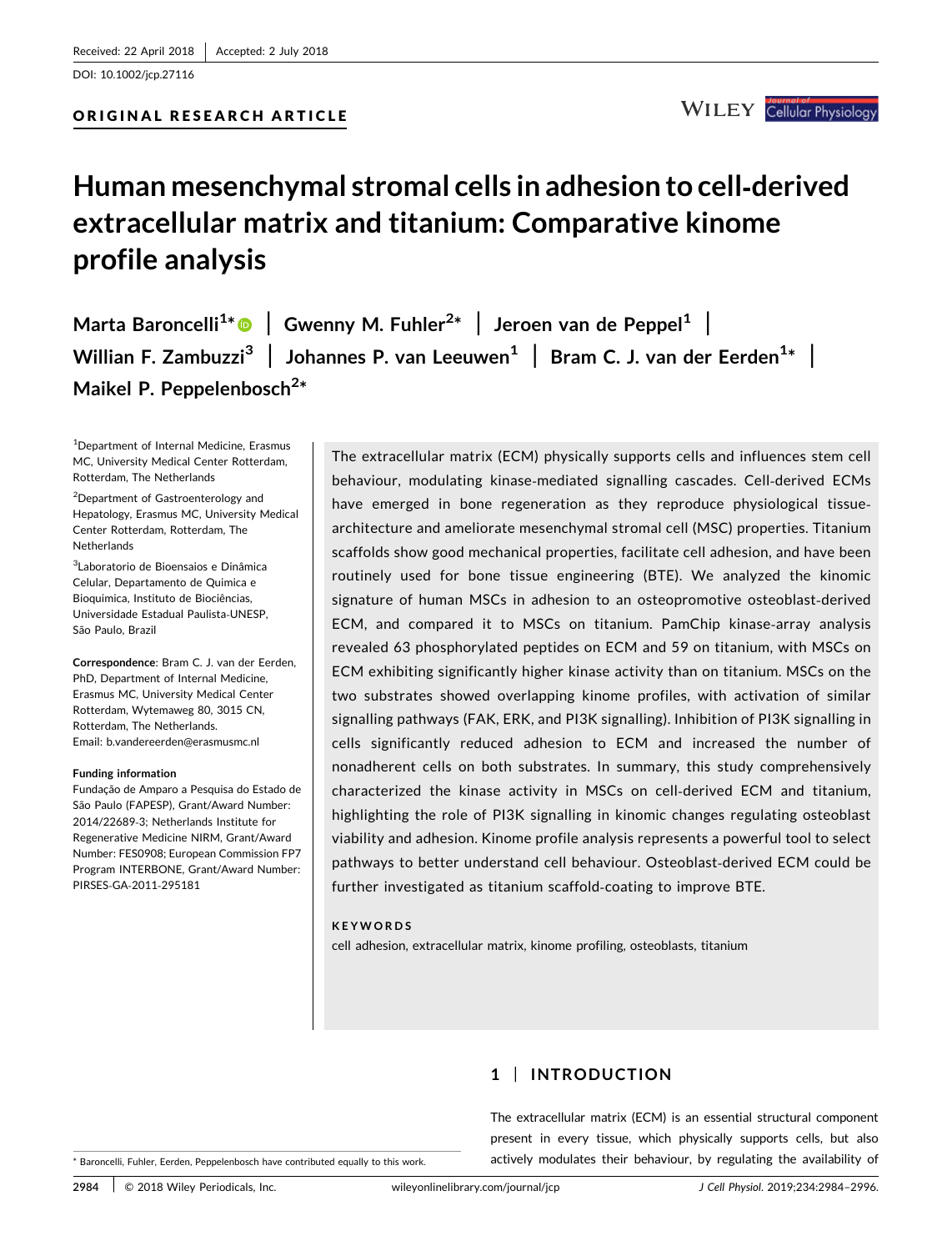Received: 22 April 2018 | Accepted: 2 July 2018

DOI: 10.1002/jcp.27116

ORIGINAL RESEARCH ARTICLE

# Human mesenchymal stromal cells in adhesion to cell-derived extracellular matrix and titanium: Comparative kinome profile analysis

**Marta Baroncelli[1*] | Gwenny M. Fuhler[2*] | Jeroen van de Peppel[1] | Willian F. Zambuzzi[3] | Johannes P. van Leeuwen[1] | Bram C. J. van der Eerden[1*] | Maikel P. Peppelenbosch[2*]**

[1]Department of Internal Medicine, Erasmus MC, University Medical Center Rotterdam, Rotterdam, The Netherlands

[2]Department of Gastroenterology and Hepatology, Erasmus MC, University Medical Center Rotterdam, Rotterdam, The Netherlands

[3]Laboratorio de Bioensaios e Dinâmica Celular, Departamento de Quimica e Bioquimica, Instituto de Biociências, Universidade Estadual Paulista-UNESP, São Paulo, Brazil

**Correspondence**: Bram C. J. van der Eerden, PhD, Department of Internal Medicine, Erasmus MC, University Medical Center Rotterdam, Wytemaweg 80, 3015 CN, Rotterdam, The Netherlands.
Email: b.vandereerden@erasmusmc.nl

**Funding information**
Fundação de Amparo a Pesquisa do Estado de São Paulo (FAPESP), Grant/Award Number: 2014/22689-3; Netherlands Institute for Regenerative Medicine NIRM, Grant/Award Number: FES0908; European Commission FP7 Program INTERBONE, Grant/Award Number: PIRSES-GA-2011-295181

The extracellular matrix (ECM) physically supports cells and influences stem cell behaviour, modulating kinase-mediated signalling cascades. Cell-derived ECMs have emerged in bone regeneration as they reproduce physiological tissue-architecture and ameliorate mesenchymal stromal cell (MSC) properties. Titanium scaffolds show good mechanical properties, facilitate cell adhesion, and have been routinely used for bone tissue engineering (BTE). We analyzed the kinomic signature of human MSCs in adhesion to an osteopromotive osteoblast-derived ECM, and compared it to MSCs on titanium. PamChip kinase-array analysis revealed 63 phosphorylated peptides on ECM and 59 on titanium, with MSCs on ECM exhibiting significantly higher kinase activity than on titanium. MSCs on the two substrates showed overlapping kinome profiles, with activation of similar signalling pathways (FAK, ERK, and PI3K signalling). Inhibition of PI3K signalling in cells significantly reduced adhesion to ECM and increased the number of nonadherent cells on both substrates. In summary, this study comprehensively characterized the kinase activity in MSCs on cell-derived ECM and titanium, highlighting the role of PI3K signalling in kinomic changes regulating osteoblast viability and adhesion. Kinome profile analysis represents a powerful tool to select pathways to better understand cell behaviour. Osteoblast-derived ECM could be further investigated as titanium scaffold-coating to improve BTE.

**KEYWORDS**
cell adhesion, extracellular matrix, kinome profiling, osteoblasts, titanium

## 1 | INTRODUCTION

The extracellular matrix (ECM) is an essential structural component present in every tissue, which physically supports cells, but also actively modulates their behaviour, by regulating the availability of

* Baroncelli, Fuhler, Eerden, Peppelenbosch have contributed equally to this work.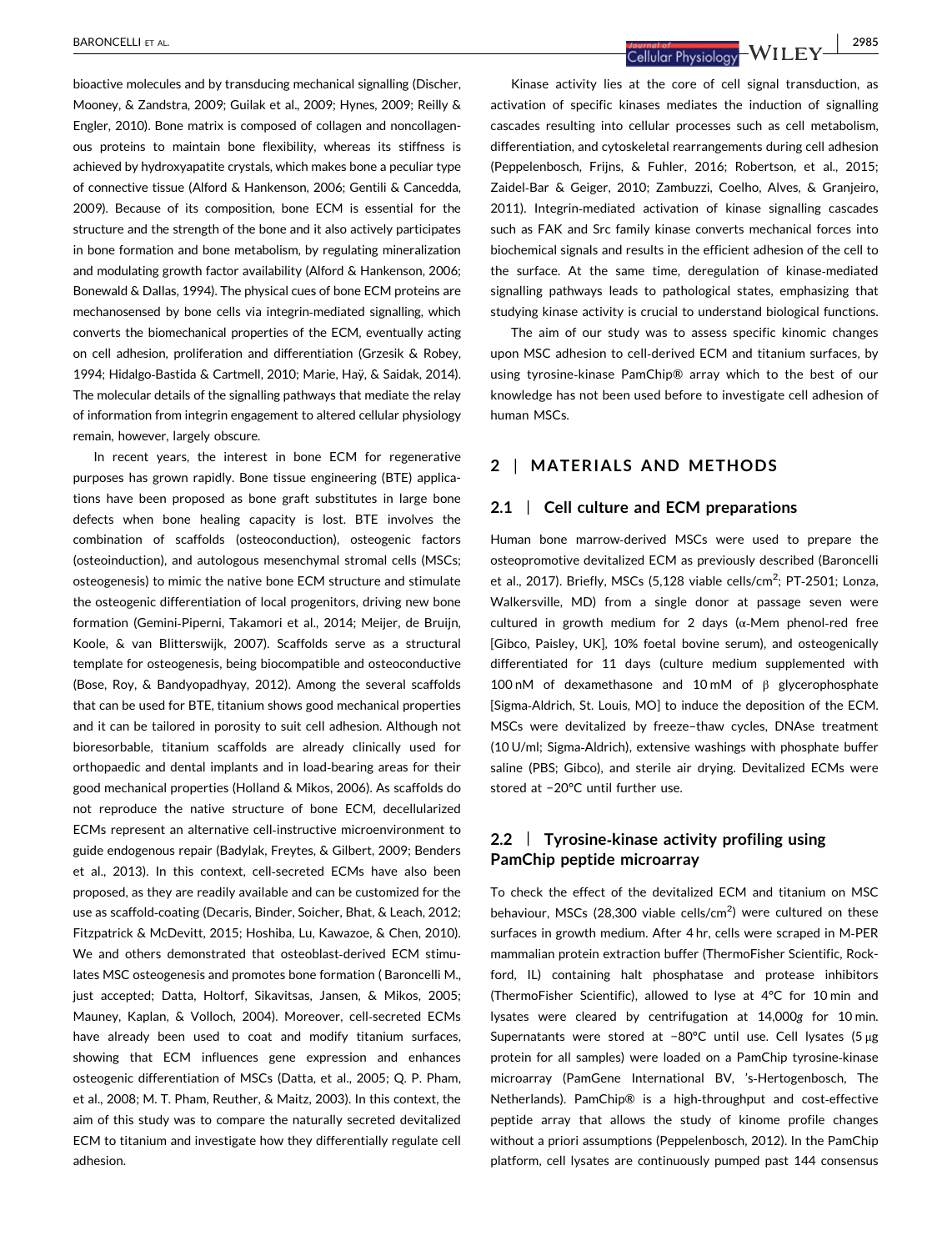bioactive molecules and by transducing mechanical signalling (Discher, Mooney, & Zandstra, 2009; Guilak et al., 2009; Hynes, 2009; Reilly & Engler, 2010). Bone matrix is composed of collagen and noncollagenous proteins to maintain bone flexibility, whereas its stiffness is achieved by hydroxyapatite crystals, which makes bone a peculiar type of connective tissue (Alford & Hankenson, 2006; Gentili & Cancedda, 2009). Because of its composition, bone ECM is essential for the structure and the strength of the bone and it also actively participates in bone formation and bone metabolism, by regulating mineralization and modulating growth factor availability (Alford & Hankenson, 2006; Bonewald & Dallas, 1994). The physical cues of bone ECM proteins are mechanosensed by bone cells via integrin-mediated signalling, which converts the biomechanical properties of the ECM, eventually acting on cell adhesion, proliferation and differentiation (Grzesik & Robey, 1994; Hidalgo-Bastida & Cartmell, 2010; Marie, Haÿ, & Saidak, 2014). The molecular details of the signalling pathways that mediate the relay of information from integrin engagement to altered cellular physiology remain, however, largely obscure.

In recent years, the interest in bone ECM for regenerative purposes has grown rapidly. Bone tissue engineering (BTE) applications have been proposed as bone graft substitutes in large bone defects when bone healing capacity is lost. BTE involves the combination of scaffolds (osteoconduction), osteogenic factors (osteoinduction), and autologous mesenchymal stromal cells (MSCs; osteogenesis) to mimic the native bone ECM structure and stimulate the osteogenic differentiation of local progenitors, driving new bone formation (Gemini-Piperni, Takamori et al., 2014; Meijer, de Bruijn, Koole, & van Blitterswijk, 2007). Scaffolds serve as a structural template for osteogenesis, being biocompatible and osteoconductive (Bose, Roy, & Bandyopadhyay, 2012). Among the several scaffolds that can be used for BTE, titanium shows good mechanical properties and it can be tailored in porosity to suit cell adhesion. Although not bioresorbable, titanium scaffolds are already clinically used for orthopaedic and dental implants and in load-bearing areas for their good mechanical properties (Holland & Mikos, 2006). As scaffolds do not reproduce the native structure of bone ECM, decellularized ECMs represent an alternative cell-instructive microenvironment to guide endogenous repair (Badylak, Freytes, & Gilbert, 2009; Benders et al., 2013). In this context, cell-secreted ECMs have also been proposed, as they are readily available and can be customized for the use as scaffold-coating (Decaris, Binder, Soicher, Bhat, & Leach, 2012; Fitzpatrick & McDevitt, 2015; Hoshiba, Lu, Kawazoe, & Chen, 2010). We and others demonstrated that osteoblast-derived ECM stimulates MSC osteogenesis and promotes bone formation ( Baroncelli M., just accepted; Datta, Holtorf, Sikavitsas, Jansen, & Mikos, 2005; Mauney, Kaplan, & Volloch, 2004). Moreover, cell-secreted ECMs have already been used to coat and modify titanium surfaces, showing that ECM influences gene expression and enhances osteogenic differentiation of MSCs (Datta, et al., 2005; Q. P. Pham, et al., 2008; M. T. Pham, Reuther, & Maitz, 2003). In this context, the aim of this study was to compare the naturally secreted devitalized ECM to titanium and investigate how they differentially regulate cell adhesion.

Kinase activity lies at the core of cell signal transduction, as activation of specific kinases mediates the induction of signalling cascades resulting into cellular processes such as cell metabolism, differentiation, and cytoskeletal rearrangements during cell adhesion (Peppelenbosch, Frijns, & Fuhler, 2016; Robertson, et al., 2015; Zaidel-Bar & Geiger, 2010; Zambuzzi, Coelho, Alves, & Granjeiro, 2011). Integrin-mediated activation of kinase signalling cascades such as FAK and Src family kinase converts mechanical forces into biochemical signals and results in the efficient adhesion of the cell to the surface. At the same time, deregulation of kinase-mediated signalling pathways leads to pathological states, emphasizing that studying kinase activity is crucial to understand biological functions.

The aim of our study was to assess specific kinomic changes upon MSC adhesion to cell-derived ECM and titanium surfaces, by using tyrosine-kinase PamChip® array which to the best of our knowledge has not been used before to investigate cell adhesion of human MSCs.

## 2 | MATERIALS AND METHODS

### 2.1 | Cell culture and ECM preparations

Human bone marrow-derived MSCs were used to prepare the osteopromotive devitalized ECM as previously described (Baroncelli et al., 2017). Briefly, MSCs (5,128 viable cells/cm$^2$; PT-2501; Lonza, Walkersville, MD) from a single donor at passage seven were cultured in growth medium for 2 days (α-Mem phenol-red free [Gibco, Paisley, UK], 10% foetal bovine serum), and osteogenically differentiated for 11 days (culture medium supplemented with 100 nM of dexamethasone and 10 mM of β glycerophosphate [Sigma-Aldrich, St. Louis, MO] to induce the deposition of the ECM. MSCs were devitalized by freeze–thaw cycles, DNAse treatment (10 U/ml; Sigma-Aldrich), extensive washings with phosphate buffer saline (PBS; Gibco), and sterile air drying. Devitalized ECMs were stored at −20°C until further use.

### 2.2 | Tyrosine-kinase activity profiling using PamChip peptide microarray

To check the effect of the devitalized ECM and titanium on MSC behaviour, MSCs (28,300 viable cells/cm$^2$) were cultured on these surfaces in growth medium. After 4 hr, cells were scraped in M-PER mammalian protein extraction buffer (ThermoFisher Scientific, Rockford, IL) containing halt phosphatase and protease inhibitors (ThermoFisher Scientific), allowed to lyse at 4°C for 10 min and lysates were cleared by centrifugation at 14,000*g* for 10 min. Supernatants were stored at −80°C until use. Cell lysates (5 μg protein for all samples) were loaded on a PamChip tyrosine-kinase microarray (PamGene International BV, 's-Hertogenbosch, The Netherlands). PamChip® is a high-throughput and cost-effective peptide array that allows the study of kinome profile changes without a priori assumptions (Peppelenbosch, 2012). In the PamChip platform, cell lysates are continuously pumped past 144 consensus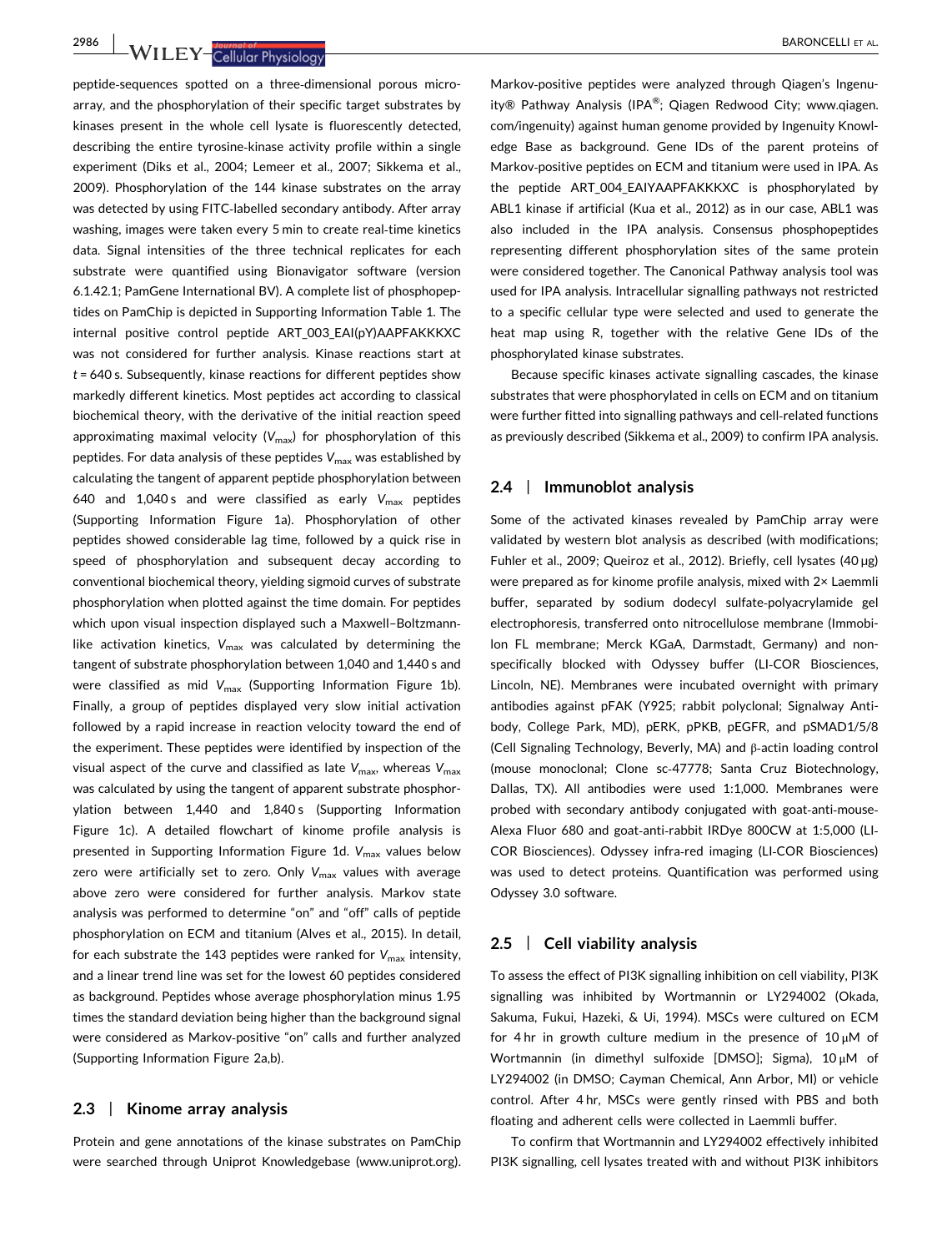peptide-sequences spotted on a three-dimensional porous microarray, and the phosphorylation of their specific target substrates by kinases present in the whole cell lysate is fluorescently detected, describing the entire tyrosine-kinase activity profile within a single experiment (Diks et al., 2004; Lemeer et al., 2007; Sikkema et al., 2009). Phosphorylation of the 144 kinase substrates on the array was detected by using FITC-labelled secondary antibody. After array washing, images were taken every 5 min to create real-time kinetics data. Signal intensities of the three technical replicates for each substrate were quantified using Bionavigator software (version 6.1.42.1; PamGene International BV). A complete list of phosphopeptides on PamChip is depicted in Supporting Information Table 1. The internal positive control peptide ART_003_EAI(pY)AAPFAKKKXC was not considered for further analysis. Kinase reactions start at $t = 640$ s. Subsequently, kinase reactions for different peptides show markedly different kinetics. Most peptides act according to classical biochemical theory, with the derivative of the initial reaction speed approximating maximal velocity ($V_{max}$) for phosphorylation of this peptides. For data analysis of these peptides $V_{max}$ was established by calculating the tangent of apparent peptide phosphorylation between 640 and 1,040 s and were classified as early $V_{max}$ peptides (Supporting Information Figure 1a). Phosphorylation of other peptides showed considerable lag time, followed by a quick rise in speed of phosphorylation and subsequent decay according to conventional biochemical theory, yielding sigmoid curves of substrate phosphorylation when plotted against the time domain. For peptides which upon visual inspection displayed such a Maxwell–Boltzmann-like activation kinetics, $V_{max}$ was calculated by determining the tangent of substrate phosphorylation between 1,040 and 1,440 s and were classified as mid $V_{max}$ (Supporting Information Figure 1b). Finally, a group of peptides displayed very slow initial activation followed by a rapid increase in reaction velocity toward the end of the experiment. These peptides were identified by inspection of the visual aspect of the curve and classified as late $V_{max}$, whereas $V_{max}$ was calculated by using the tangent of apparent substrate phosphorylation between 1,440 and 1,840 s (Supporting Information Figure 1c). A detailed flowchart of kinome profile analysis is presented in Supporting Information Figure 1d. $V_{max}$ values below zero were artificially set to zero. Only $V_{max}$ values with average above zero were considered for further analysis. Markov state analysis was performed to determine "on" and "off" calls of peptide phosphorylation on ECM and titanium (Alves et al., 2015). In detail, for each substrate the 143 peptides were ranked for $V_{max}$ intensity, and a linear trend line was set for the lowest 60 peptides considered as background. Peptides whose average phosphorylation minus 1.95 times the standard deviation being higher than the background signal were considered as Markov-positive "on" calls and further analyzed (Supporting Information Figure 2a,b).

## 2.3 | Kinome array analysis

Protein and gene annotations of the kinase substrates on PamChip were searched through Uniprot Knowledgebase (www.uniprot.org). Markov-positive peptides were analyzed through Qiagen's Ingenuity® Pathway Analysis (IPA®; Qiagen Redwood City; www.qiagen.com/ingenuity) against human genome provided by Ingenuity Knowledge Base as background. Gene IDs of the parent proteins of Markov-positive peptides on ECM and titanium were used in IPA. As the peptide ART_004_EAIYAAPFAKKKXC is phosphorylated by ABL1 kinase if artificial (Kua et al., 2012) as in our case, ABL1 was also included in the IPA analysis. Consensus phosphopeptides representing different phosphorylation sites of the same protein were considered together. The Canonical Pathway analysis tool was used for IPA analysis. Intracellular signalling pathways not restricted to a specific cellular type were selected and used to generate the heat map using R, together with the relative Gene IDs of the phosphorylated kinase substrates.

Because specific kinases activate signalling cascades, the kinase substrates that were phosphorylated in cells on ECM and on titanium were further fitted into signalling pathways and cell-related functions as previously described (Sikkema et al., 2009) to confirm IPA analysis.

## 2.4 | Immunoblot analysis

Some of the activated kinases revealed by PamChip array were validated by western blot analysis as described (with modifications; Fuhler et al., 2009; Queiroz et al., 2012). Briefly, cell lysates (40 μg) were prepared as for kinome profile analysis, mixed with 2× Laemmli buffer, separated by sodium dodecyl sulfate-polyacrylamide gel electrophoresis, transferred onto nitrocellulose membrane (Immobilon FL membrane; Merck KGaA, Darmstadt, Germany) and non-specifically blocked with Odyssey buffer (LI-COR Biosciences, Lincoln, NE). Membranes were incubated overnight with primary antibodies against pFAK (Y925; rabbit polyclonal; Signalway Antibody, College Park, MD), pERK, pPKB, pEGFR, and pSMAD1/5/8 (Cell Signaling Technology, Beverly, MA) and β-actin loading control (mouse monoclonal; Clone sc-47778; Santa Cruz Biotechnology, Dallas, TX). All antibodies were used 1:1,000. Membranes were probed with secondary antibody conjugated with goat-anti-mouse-Alexa Fluor 680 and goat-anti-rabbit IRDye 800CW at 1:5,000 (LI-COR Biosciences). Odyssey infra-red imaging (LI-COR Biosciences) was used to detect proteins. Quantification was performed using Odyssey 3.0 software.

## 2.5 | Cell viability analysis

To assess the effect of PI3K signalling inhibition on cell viability, PI3K signalling was inhibited by Wortmannin or LY294002 (Okada, Sakuma, Fukui, Hazeki, & Ui, 1994). MSCs were cultured on ECM for 4 hr in growth culture medium in the presence of 10 μM of Wortmannin (in dimethyl sulfoxide [DMSO]; Sigma), 10 μM of LY294002 (in DMSO; Cayman Chemical, Ann Arbor, MI) or vehicle control. After 4 hr, MSCs were gently rinsed with PBS and both floating and adherent cells were collected in Laemmli buffer.

To confirm that Wortmannin and LY294002 effectively inhibited PI3K signalling, cell lysates treated with and without PI3K inhibitors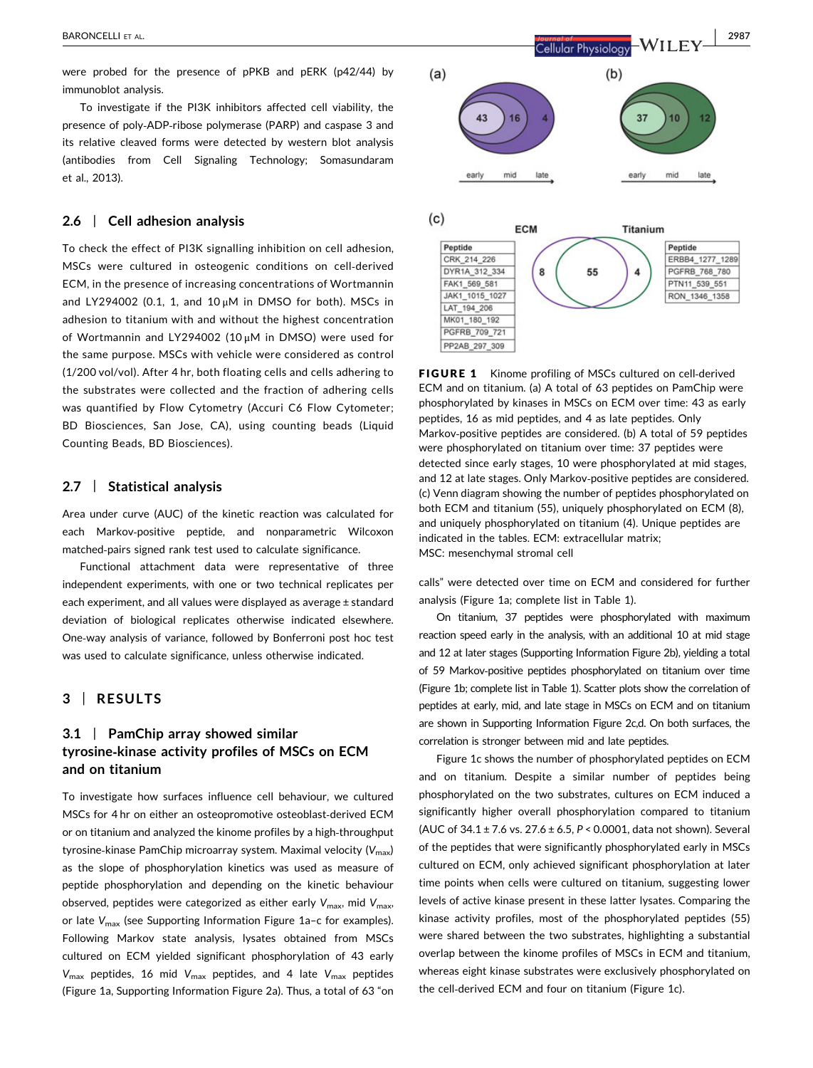were probed for the presence of pPKB and pERK (p42/44) by immunoblot analysis.

To investigate if the PI3K inhibitors affected cell viability, the presence of poly-ADP-ribose polymerase (PARP) and caspase 3 and its relative cleaved forms were detected by western blot analysis (antibodies from Cell Signaling Technology; Somasundaram et al., 2013).

## 2.6 | Cell adhesion analysis

To check the effect of PI3K signalling inhibition on cell adhesion, MSCs were cultured in osteogenic conditions on cell-derived ECM, in the presence of increasing concentrations of Wortmannin and LY294002 (0.1, 1, and 10 μM in DMSO for both). MSCs in adhesion to titanium with and without the highest concentration of Wortmannin and LY294002 (10 μM in DMSO) were used for the same purpose. MSCs with vehicle were considered as control (1/200 vol/vol). After 4 hr, both floating cells and cells adhering to the substrates were collected and the fraction of adhering cells was quantified by Flow Cytometry (Accuri C6 Flow Cytometer; BD Biosciences, San Jose, CA), using counting beads (Liquid Counting Beads, BD Biosciences).

## 2.7 | Statistical analysis

Area under curve (AUC) of the kinetic reaction was calculated for each Markov-positive peptide, and nonparametric Wilcoxon matched-pairs signed rank test used to calculate significance.

Functional attachment data were representative of three independent experiments, with one or two technical replicates per each experiment, and all values were displayed as average ± standard deviation of biological replicates otherwise indicated elsewhere. One-way analysis of variance, followed by Bonferroni post hoc test was used to calculate significance, unless otherwise indicated.

# 3 | RESULTS

## 3.1 | PamChip array showed similar tyrosine-kinase activity profiles of MSCs on ECM and on titanium

To investigate how surfaces influence cell behaviour, we cultured MSCs for 4 hr on either an osteopromotive osteoblast-derived ECM or on titanium and analyzed the kinome profiles by a high-throughput tyrosine-kinase PamChip microarray system. Maximal velocity ($V_{max}$) as the slope of phosphorylation kinetics was used as measure of peptide phosphorylation and depending on the kinetic behaviour observed, peptides were categorized as either early $V_{max}$, mid $V_{max}$, or late $V_{max}$ (see Supporting Information Figure 1a–c for examples). Following Markov state analysis, lysates obtained from MSCs cultured on ECM yielded significant phosphorylation of 43 early $V_{max}$ peptides, 16 mid $V_{max}$ peptides, and 4 late $V_{max}$ peptides (Figure 1a, Supporting Information Figure 2a). Thus, a total of 63 "on calls" were detected over time on ECM and considered for further analysis (Figure 1a; complete list in Table 1).

On titanium, 37 peptides were phosphorylated with maximum reaction speed early in the analysis, with an additional 10 at mid stage and 12 at later stages (Supporting Information Figure 2b), yielding a total of 59 Markov-positive peptides phosphorylated on titanium over time (Figure 1b; complete list in Table 1). Scatter plots show the correlation of peptides at early, mid, and late stage in MSCs on ECM and on titanium are shown in Supporting Information Figure 2c,d. On both surfaces, the correlation is stronger between mid and late peptides.

Figure 1c shows the number of phosphorylated peptides on ECM and on titanium. Despite a similar number of peptides being phosphorylated on the two substrates, cultures on ECM induced a significantly higher overall phosphorylation compared to titanium (AUC of 34.1 ± 7.6 vs. 27.6 ± 6.5, $P < 0.0001$, data not shown). Several of the peptides that were significantly phosphorylated early in MSCs cultured on ECM, only achieved significant phosphorylation at later time points when cells were cultured on titanium, suggesting lower levels of active kinase present in these latter lysates. Comparing the kinase activity profiles, most of the phosphorylated peptides (55) were shared between the two substrates, highlighting a substantial overlap between the kinome profiles of MSCs in ECM and titanium, whereas eight kinase substrates were exclusively phosphorylated on the cell-derived ECM and four on titanium (Figure 1c).

(a)

(b)

(c)

| Peptide (ECM) |
|---|
| CRK_214_226 |
| DYR1A_312_334 |
| FAK1_569_581 |
| JAK1_1015_1027 |
| LAT_194_206 |
| MK01_180_192 |
| PGFRB_709_721 |
| PP2AB_297_309 |

| Peptide (Titanium) |
|---|
| ERBB4_1277_1289 |
| PGFRB_768_780 |
| PTN11_539_551 |
| RON_1346_1358 |

**FIGURE 1** Kinome profiling of MSCs cultured on cell-derived ECM and on titanium. (a) A total of 63 peptides on PamChip were phosphorylated by kinases in MSCs on ECM over time: 43 as early peptides, 16 as mid peptides, and 4 as late peptides. Only Markov-positive peptides are considered. (b) A total of 59 peptides were phosphorylated on titanium over time: 37 peptides were detected since early stages, 10 were phosphorylated at mid stages, and 12 at late stages. Only Markov-positive peptides are considered. (c) Venn diagram showing the number of peptides phosphorylated on both ECM and titanium (55), uniquely phosphorylated on ECM (8), and uniquely phosphorylated on titanium (4). Unique peptides are indicated in the tables. ECM: extracellular matrix; MSC: mesenchymal stromal cell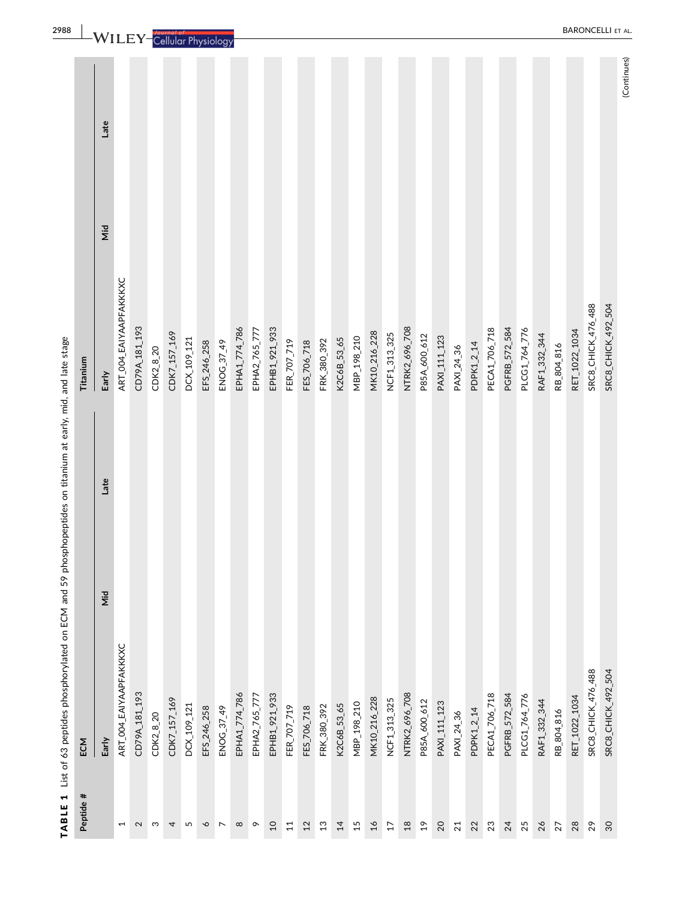**TABLE 1** List of 63 peptides phosphorylated on ECM and 59 phosphopeptides on titanium at early, mid, and late stage

| Peptide # | ECM | | | Titanium | | |
|---|---|---|---|---|---|---|
| | Early | Mid | Late | Early | Mid | Late |
| 1 | ART_004_EAIYAAPFAKKKXC | | | ART_004_EAIYAAPFAKKKXC | | |
| 2 | CD79A_181_193 | | | CD79A_181_193 | | |
| 3 | CDK2_8_20 | | | CDK2_8_20 | | |
| 4 | CDK7_157_169 | | | CDK7_157_169 | | |
| 5 | DCX_109_121 | | | DCX_109_121 | | |
| 6 | EFS_246_258 | | | EFS_246_258 | | |
| 7 | ENOG_37_49 | | | ENOG_37_49 | | |
| 8 | EPHA1_774_786 | | | EPHA1_774_786 | | |
| 9 | EPHA2_765_777 | | | EPHA2_765_777 | | |
| 10 | EPHB1_921_933 | | | EPHB1_921_933 | | |
| 11 | FER_707_719 | | | FER_707_719 | | |
| 12 | FES_706_718 | | | FES_706_718 | | |
| 13 | FRK_380_392 | | | FRK_380_392 | | |
| 14 | K2C6B_53_65 | | | K2C6B_53_65 | | |
| 15 | MBP_198_210 | | | MBP_198_210 | | |
| 16 | MK10_216_228 | | | MK10_216_228 | | |
| 17 | NCF1_313_325 | | | NCF1_313_325 | | |
| 18 | NTRK2_696_708 | | | NTRK2_696_708 | | |
| 19 | P85A_600_612 | | | P85A_600_612 | | |
| 20 | PAXI_111_123 | | | PAXI_111_123 | | |
| 21 | PAXI_24_36 | | | PAXI_24_36 | | |
| 22 | PDPK1_2_14 | | | PDPK1_2_14 | | |
| 23 | PECA1_706_718 | | | PECA1_706_718 | | |
| 24 | PGFRB_572_584 | | | PGFRB_572_584 | | |
| 25 | PLCG1_764_776 | | | PLCG1_764_776 | | |
| 26 | RAF1_332_344 | | | RAF1_332_344 | | |
| 27 | RB_804_816 | | | RB_804_816 | | |
| 28 | RET_1022_1034 | | | RET_1022_1034 | | |
| 29 | SRC8_CHICK_476_488 | | | SRC8_CHICK_476_488 | | |
| 30 | SRC8_CHICK_492_504 | | | SRC8_CHICK_492_504 | | |

(Continues)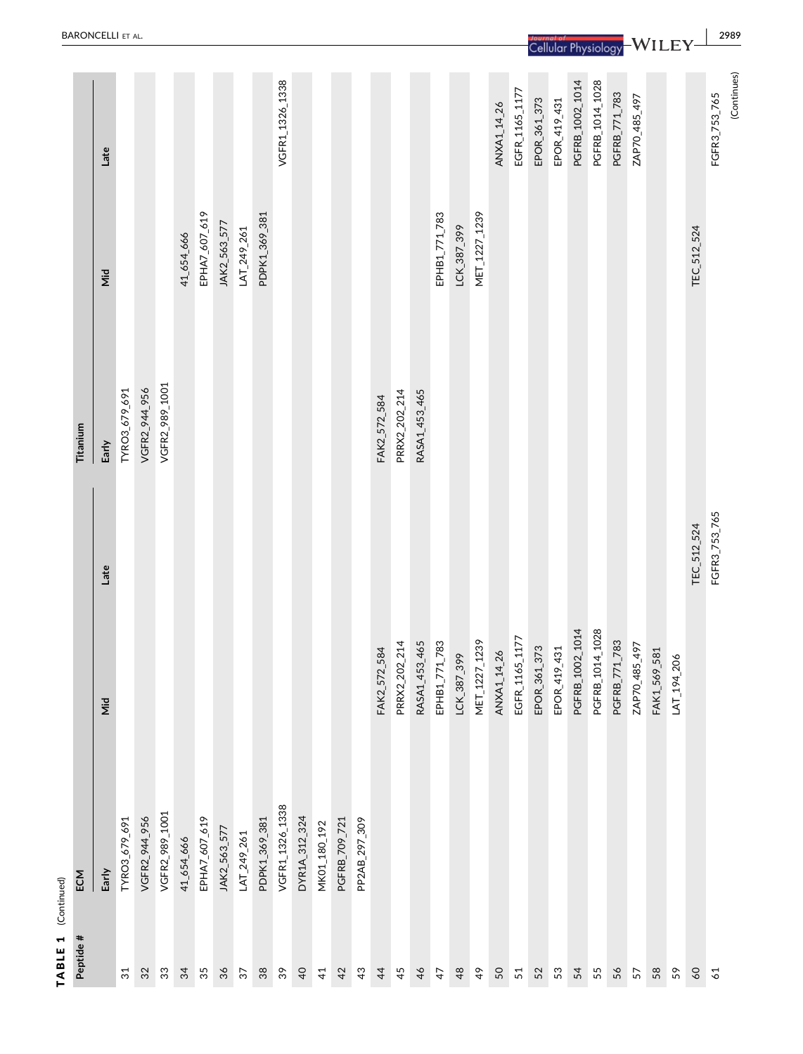**TABLE 1** (Continued)

| Peptide # | ECM | | | Titanium | | |
|---|---|---|---|---|---|---|
| | Early | Mid | Late | Early | Mid | Late |
| 31 | TYRO3_679_691 | | | TYRO3_679_691 | | |
| 32 | VGFR2_944_956 | | | VGFR2_944_956 | | |
| 33 | VGFR2_989_1001 | | | VGFR2_989_1001 | | |
| 34 | 41_654_666 | | | | 41_654_666 | |
| 35 | EPHA7_607_619 | | | | EPHA7_607_619 | |
| 36 | JAK2_563_577 | | | | JAK2_563_577 | |
| 37 | LAT_249_261 | | | | LAT_249_261 | |
| 38 | PDPK1_369_381 | | | | PDPK1_369_381 | |
| 39 | VGFR1_1326_1338 | | | | | VGFR1_1326_1338 |
| 40 | DYR1A_312_324 | | | | | |
| 41 | MK01_180_192 | | | | | |
| 42 | PGFRB_709_721 | | | | | |
| 43 | PP2AB_297_309 | | | | | |
| 44 | | FAK2_572_584 | | FAK2_572_584 | | |
| 45 | | PRRX2_202_214 | | PRRX2_202_214 | | |
| 46 | | RASA1_453_465 | | RASA1_453_465 | | |
| 47 | | EPHB1_771_783 | | | EPHB1_771_783 | |
| 48 | | LCK_387_399 | | | LCK_387_399 | |
| 49 | | MET_1227_1239 | | | MET_1227_1239 | |
| 50 | | ANXA1_14_26 | | | | ANXA1_14_26 |
| 51 | | EGFR_1165_1177 | | | | EGFR_1165_1177 |
| 52 | | EPOR_361_373 | | | | EPOR_361_373 |
| 53 | | EPOR_419_431 | | | | EPOR_419_431 |
| 54 | | PGFRB_1002_1014 | | | | PGFRB_1002_1014 |
| 55 | | PGFRB_1014_1028 | | | | PGFRB_1014_1028 |
| 56 | | PGFRB_771_783 | | | | PGFRB_771_783 |
| 57 | | ZAP70_485_497 | | | | ZAP70_485_497 |
| 58 | | FAK1_569_581 | | | | |
| 59 | | LAT_194_206 | | | | |
| 60 | | | TEC_512_524 | | TEC_512_524 | |
| 61 | | | FGFR3_753_765 | | | FGFR3_753_765 |

(Continues)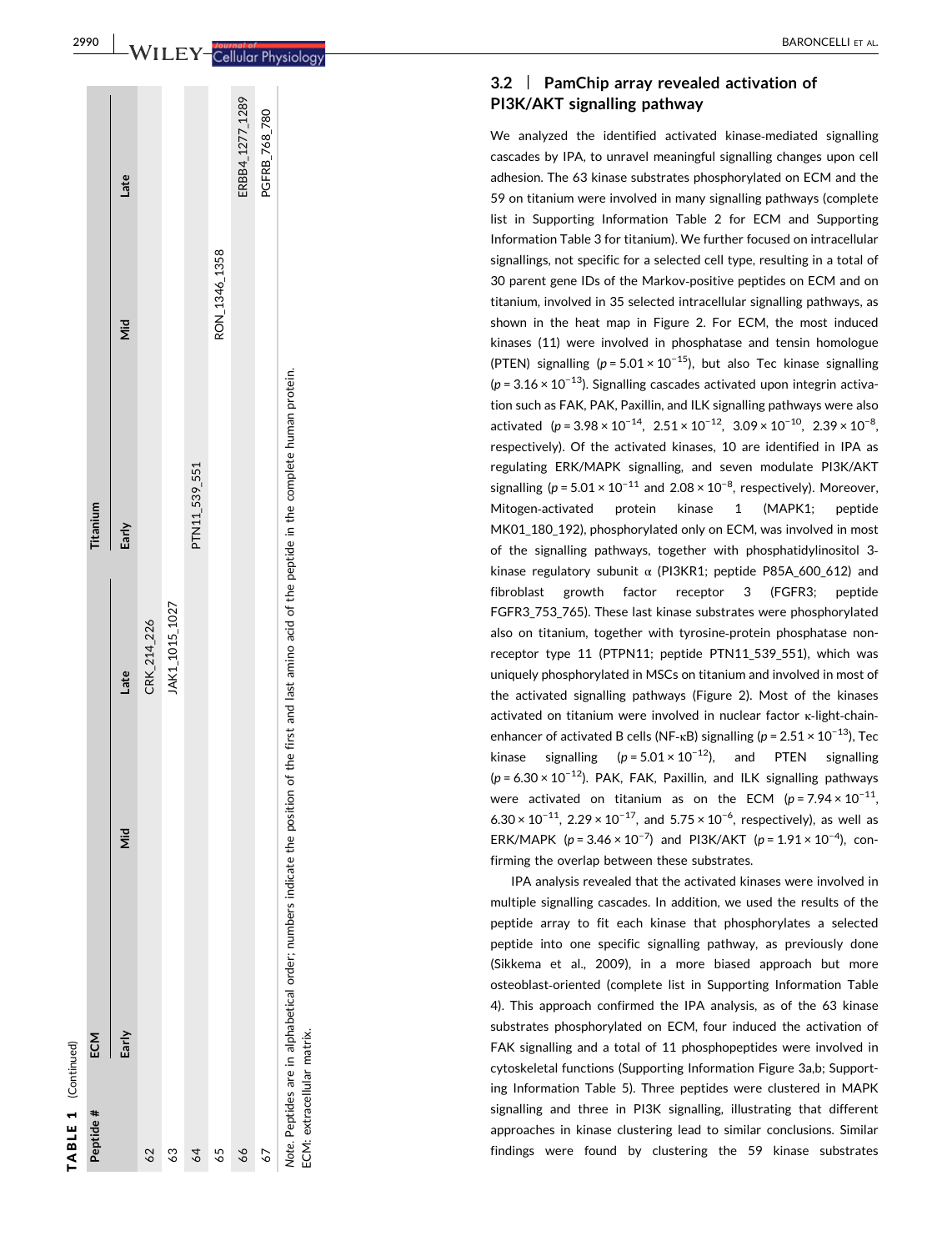**TABLE 1** (Continued)

| Peptide # | ECM | | | Titanium | | |
|---|---|---|---|---|---|---|
| | Early | Mid | Late | Early | Mid | Late |
| 62 | | | CRK_214_226 | | | |
| 63 | | | JAK1_1015_1027 | | | |
| 64 | | | | PTN11_539_551 | | |
| 65 | | | | | RON_1346_1358 | |
| 66 | | | | | | ERBB4_1277_1289 |
| 67 | | | | | | PGFRB_768_780 |

*Note*. Peptides are in alphabetical order; numbers indicate the position of the first and last amino acid of the peptide in the complete human protein. ECM: extracellular matrix.

### 3.2 | PamChip array revealed activation of PI3K/AKT signalling pathway

We analyzed the identified activated kinase-mediated signalling cascades by IPA, to unravel meaningful signalling changes upon cell adhesion. The 63 kinase substrates phosphorylated on ECM and the 59 on titanium were involved in many signalling pathways (complete list in Supporting Information Table 2 for ECM and Supporting Information Table 3 for titanium). We further focused on intracellular signallings, not specific for a selected cell type, resulting in a total of 30 parent gene IDs of the Markov-positive peptides on ECM and on titanium, involved in 35 selected intracellular signalling pathways, as shown in the heat map in Figure 2. For ECM, the most induced kinases (11) were involved in phosphatase and tensin homologue (PTEN) signalling ($p = 5.01 \times 10^{-15}$), but also Tec kinase signalling ($p = 3.16 \times 10^{-13}$). Signalling cascades activated upon integrin activation such as FAK, PAK, Paxillin, and ILK signalling pathways were also activated ($p = 3.98 \times 10^{-14}$, $2.51 \times 10^{-12}$, $3.09 \times 10^{-10}$, $2.39 \times 10^{-8}$, respectively). Of the activated kinases, 10 are identified in IPA as regulating ERK/MAPK signalling, and seven modulate PI3K/AKT signalling ($p = 5.01 \times 10^{-11}$ and $2.08 \times 10^{-8}$, respectively). Moreover, Mitogen-activated protein kinase 1 (MAPK1; peptide MK01_180_192), phosphorylated only on ECM, was involved in most of the signalling pathways, together with phosphatidylinositol 3-kinase regulatory subunit α (PI3KR1; peptide P85A_600_612) and fibroblast growth factor receptor 3 (FGFR3; peptide FGFR3_753_765). These last kinase substrates were phosphorylated also on titanium, together with tyrosine-protein phosphatase non-receptor type 11 (PTPN11; peptide PTN11_539_551), which was uniquely phosphorylated in MSCs on titanium and involved in most of the activated signalling pathways (Figure 2). Most of the kinases activated on titanium were involved in nuclear factor κ-light-chain-enhancer of activated B cells (NF-κB) signalling ($p = 2.51 \times 10^{-13}$), Tec kinase signalling ($p = 5.01 \times 10^{-12}$), and PTEN signalling ($p = 6.30 \times 10^{-12}$). PAK, FAK, Paxillin, and ILK signalling pathways were activated on titanium as on the ECM ($p = 7.94 \times 10^{-11}$, $6.30 \times 10^{-11}$, $2.29 \times 10^{-17}$, and $5.75 \times 10^{-6}$, respectively), as well as ERK/MAPK ($p = 3.46 \times 10^{-7}$) and PI3K/AKT ($p = 1.91 \times 10^{-4}$), confirming the overlap between these substrates.

IPA analysis revealed that the activated kinases were involved in multiple signalling cascades. In addition, we used the results of the peptide array to fit each kinase that phosphorylates a selected peptide into one specific signalling pathway, as previously done (Sikkema et al., 2009), in a more biased approach but more osteoblast-oriented (complete list in Supporting Information Table 4). This approach confirmed the IPA analysis, as of the 63 kinase substrates phosphorylated on ECM, four induced the activation of FAK signalling and a total of 11 phosphopeptides were involved in cytoskeletal functions (Supporting Information Figure 3a,b; Supporting Information Table 5). Three peptides were clustered in MAPK signalling and three in PI3K signalling, illustrating that different approaches in kinase clustering lead to similar conclusions. Similar findings were found by clustering the 59 kinase substrates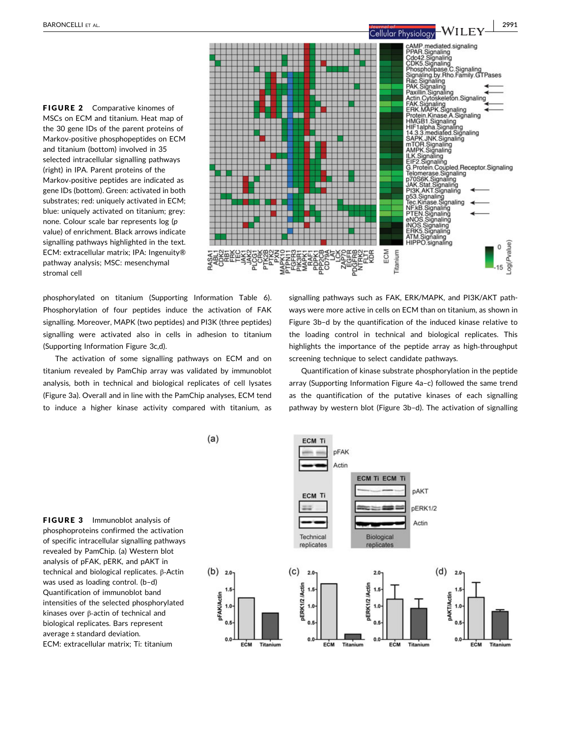**FIGURE 2** Comparative kinomes of MSCs on ECM and titanium. Heat map of the 30 gene IDs of the parent proteins of Markov-positive phosphopeptides on ECM and titanium (bottom) involved in 35 selected intracellular signalling pathways (right) in IPA. Parent proteins of the Markov-positive peptides are indicated as gene IDs (bottom). Green: activated in both substrates; red: uniquely activated in ECM; blue: uniquely activated on titanium; grey: none. Colour scale bar represents log (*p* value) of enrichment. Black arrows indicate signalling pathways highlighted in the text. ECM: extracellular matrix; IPA: Ingenuity® pathway analysis; MSC: mesenchymal stromal cell

phosphorylated on titanium (Supporting Information Table 6). Phosphorylation of four peptides induce the activation of FAK signalling. Moreover, MAPK (two peptides) and PI3K (three peptides) signalling were activated also in cells in adhesion to titanium (Supporting Information Figure 3c,d).

The activation of some signalling pathways on ECM and on titanium revealed by PamChip array was validated by immunoblot analysis, both in technical and biological replicates of cell lysates (Figure 3a). Overall and in line with the PamChip analyses, ECM tend to induce a higher kinase activity compared with titanium, as signalling pathways such as FAK, ERK/MAPK, and PI3K/AKT pathways were more active in cells on ECM than on titanium, as shown in Figure 3b–d by the quantification of the induced kinase relative to the loading control in technical and biological replicates. This highlights the importance of the peptide array as high-throughput screening technique to select candidate pathways.

Quantification of kinase substrate phosphorylation in the peptide array (Supporting Information Figure 4a–c) followed the same trend as the quantification of the putative kinases of each signalling pathway by western blot (Figure 3b–d). The activation of signalling

**FIGURE 3** Immunoblot analysis of phosphoproteins confirmed the activation of specific intracellular signalling pathways revealed by PamChip. (a) Western blot analysis of pFAK, pERK, and pAKT in technical and biological replicates. β-Actin was used as loading control. (b–d) Quantification of immunoblot band intensities of the selected phosphorylated kinases over β-actin of technical and biological replicates. Bars represent average ± standard deviation. ECM: extracellular matrix; Ti: titanium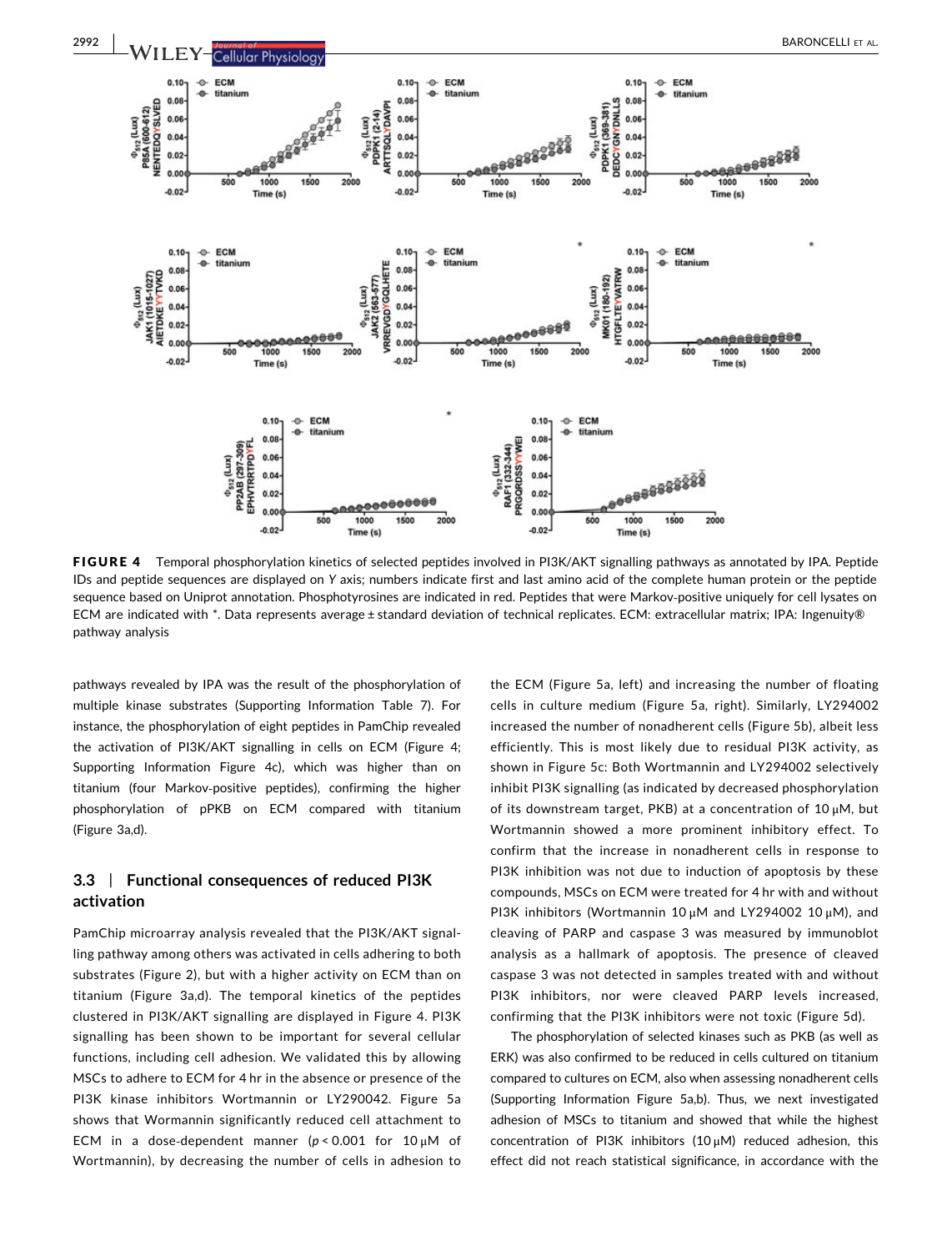**FIGURE 4** Temporal phosphorylation kinetics of selected peptides involved in PI3K/AKT signalling pathways as annotated by IPA. Peptide IDs and peptide sequences are displayed on Y axis; numbers indicate first and last amino acid of the complete human protein or the peptide sequence based on Uniprot annotation. Phosphotyrosines are indicated in red. Peptides that were Markov-positive uniquely for cell lysates on ECM are indicated with *. Data represents average ± standard deviation of technical replicates. ECM: extracellular matrix; IPA: Ingenuity® pathway analysis

pathways revealed by IPA was the result of the phosphorylation of multiple kinase substrates (Supporting Information Table 7). For instance, the phosphorylation of eight peptides in PamChip revealed the activation of PI3K/AKT signalling in cells on ECM (Figure 4; Supporting Information Figure 4c), which was higher than on titanium (four Markov-positive peptides), confirming the higher phosphorylation of pPKB on ECM compared with titanium (Figure 3a,d).

### 3.3 | Functional consequences of reduced PI3K activation

PamChip microarray analysis revealed that the PI3K/AKT signalling pathway among others was activated in cells adhering to both substrates (Figure 2), but with a higher activity on ECM than on titanium (Figure 3a,d). The temporal kinetics of the peptides clustered in PI3K/AKT signalling are displayed in Figure 4. PI3K signalling has been shown to be important for several cellular functions, including cell adhesion. We validated this by allowing MSCs to adhere to ECM for 4 hr in the absence or presence of the PI3K kinase inhibitors Wortmannin or LY290042. Figure 5a shows that Wormannin significantly reduced cell attachment to ECM in a dose-dependent manner ($p < 0.001$ for 10 μM of Wortmannin), by decreasing the number of cells in adhesion to the ECM (Figure 5a, left) and increasing the number of floating cells in culture medium (Figure 5a, right). Similarly, LY294002 increased the number of nonadherent cells (Figure 5b), albeit less efficiently. This is most likely due to residual PI3K activity, as shown in Figure 5c: Both Wortmannin and LY294002 selectively inhibit PI3K signalling (as indicated by decreased phosphorylation of its downstream target, PKB) at a concentration of 10 μM, but Wortmannin showed a more prominent inhibitory effect. To confirm that the increase in nonadherent cells in response to PI3K inhibition was not due to induction of apoptosis by these compounds, MSCs on ECM were treated for 4 hr with and without PI3K inhibitors (Wortmannin 10 μM and LY294002 10 μM), and cleaving of PARP and caspase 3 was measured by immunoblot analysis as a hallmark of apoptosis. The presence of cleaved caspase 3 was not detected in samples treated with and without PI3K inhibitors, nor were cleaved PARP levels increased, confirming that the PI3K inhibitors were not toxic (Figure 5d).

The phosphorylation of selected kinases such as PKB (as well as ERK) was also confirmed to be reduced in cells cultured on titanium compared to cultures on ECM, also when assessing nonadherent cells (Supporting Information Figure 5a,b). Thus, we next investigated adhesion of MSCs to titanium and showed that while the highest concentration of PI3K inhibitors (10 μM) reduced adhesion, this effect did not reach statistical significance, in accordance with the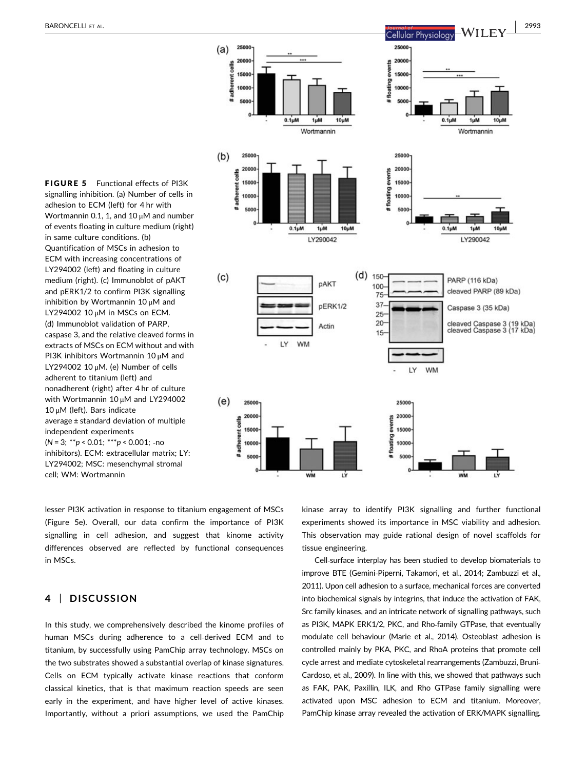**FIGURE 5** Functional effects of PI3K signalling inhibition. (a) Number of cells in adhesion to ECM (left) for 4 hr with Wortmannin 0.1, 1, and 10 μM and number of events floating in culture medium (right) in same culture conditions. (b) Quantification of MSCs in adhesion to ECM with increasing concentrations of LY294002 (left) and floating in culture medium (right). (c) Immunoblot of pAKT and pERK1/2 to confirm PI3K signalling inhibition by Wortmannin 10 μM and LY294002 10 μM in MSCs on ECM. (d) Immunoblot validation of PARP, caspase 3, and the relative cleaved forms in extracts of MSCs on ECM without and with PI3K inhibitors Wortmannin 10 μM and LY294002 10 μM. (e) Number of cells adherent to titanium (left) and nonadherent (right) after 4 hr of culture with Wortmannin 10 μM and LY294002 10 μM (left). Bars indicate average ± standard deviation of multiple independent experiments ($N = 3$; $^{**}p < 0.01$; $^{***}p < 0.001$; -no inhibitors). ECM: extracellular matrix; LY: LY294002; MSC: mesenchymal stromal cell; WM: Wortmannin

lesser PI3K activation in response to titanium engagement of MSCs (Figure 5e). Overall, our data confirm the importance of PI3K signalling in cell adhesion, and suggest that kinome activity differences observed are reflected by functional consequences in MSCs.

## 4 | DISCUSSION

In this study, we comprehensively described the kinome profiles of human MSCs during adherence to a cell-derived ECM and to titanium, by successfully using PamChip array technology. MSCs on the two substrates showed a substantial overlap of kinase signatures. Cells on ECM typically activate kinase reactions that conform classical kinetics, that is that maximum reaction speeds are seen early in the experiment, and have higher level of active kinases. Importantly, without a priori assumptions, we used the PamChip kinase array to identify PI3K signalling and further functional experiments showed its importance in MSC viability and adhesion. This observation may guide rational design of novel scaffolds for tissue engineering.

Cell-surface interplay has been studied to develop biomaterials to improve BTE (Gemini-Piperni, Takamori, et al., 2014; Zambuzzi et al., 2011). Upon cell adhesion to a surface, mechanical forces are converted into biochemical signals by integrins, that induce the activation of FAK, Src family kinases, and an intricate network of signalling pathways, such as PI3K, MAPK ERK1/2, PKC, and Rho-family GTPase, that eventually modulate cell behaviour (Marie et al., 2014). Osteoblast adhesion is controlled mainly by PKA, PKC, and RhoA proteins that promote cell cycle arrest and mediate cytoskeletal rearrangements (Zambuzzi, Bruni-Cardoso, et al., 2009). In line with this, we showed that pathways such as FAK, PAK, Paxillin, ILK, and Rho GTPase family signalling were activated upon MSC adhesion to ECM and titanium. Moreover, PamChip kinase array revealed the activation of ERK/MAPK signalling.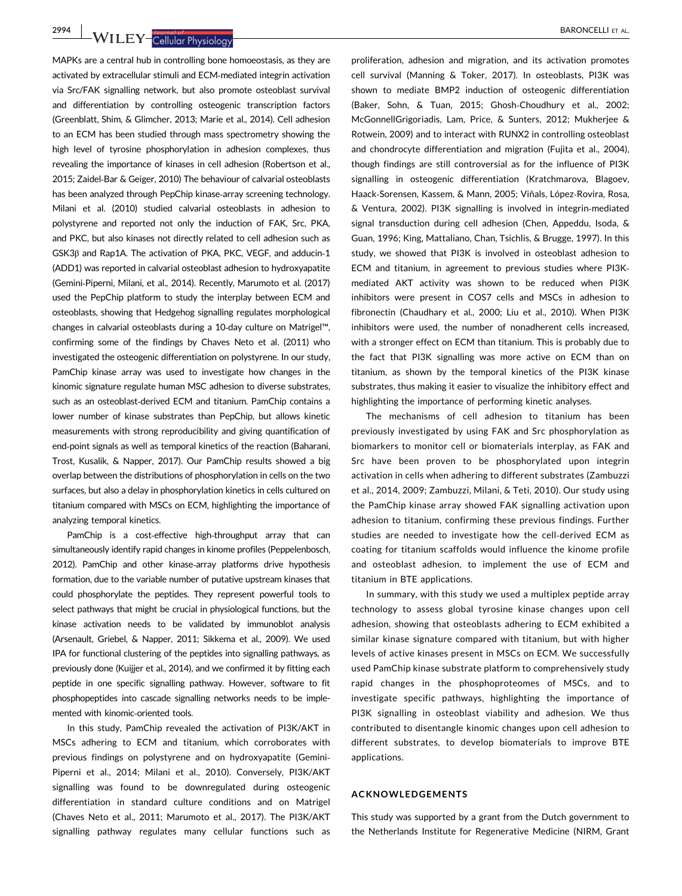MAPKs are a central hub in controlling bone homoeostasis, as they are activated by extracellular stimuli and ECM-mediated integrin activation via Src/FAK signalling network, but also promote osteoblast survival and differentiation by controlling osteogenic transcription factors (Greenblatt, Shim, & Glimcher, 2013; Marie et al., 2014). Cell adhesion to an ECM has been studied through mass spectrometry showing the high level of tyrosine phosphorylation in adhesion complexes, thus revealing the importance of kinases in cell adhesion (Robertson et al., 2015; Zaidel-Bar & Geiger, 2010) The behaviour of calvarial osteoblasts has been analyzed through PepChip kinase-array screening technology. Milani et al. (2010) studied calvarial osteoblasts in adhesion to polystyrene and reported not only the induction of FAK, Src, PKA, and PKC, but also kinases not directly related to cell adhesion such as GSK3β and Rap1A. The activation of PKA, PKC, VEGF, and adducin-1 (ADD1) was reported in calvarial osteoblast adhesion to hydroxyapatite (Gemini-Piperni, Milani, et al., 2014). Recently, Marumoto et al. (2017) used the PepChip platform to study the interplay between ECM and osteoblasts, showing that Hedgehog signalling regulates morphological changes in calvarial osteoblasts during a 10-day culture on Matrigel™, confirming some of the findings by Chaves Neto et al. (2011) who investigated the osteogenic differentiation on polystyrene. In our study, PamChip kinase array was used to investigate how changes in the kinomic signature regulate human MSC adhesion to diverse substrates, such as an osteoblast-derived ECM and titanium. PamChip contains a lower number of kinase substrates than PepChip, but allows kinetic measurements with strong reproducibility and giving quantification of end-point signals as well as temporal kinetics of the reaction (Baharani, Trost, Kusalik, & Napper, 2017). Our PamChip results showed a big overlap between the distributions of phosphorylation in cells on the two surfaces, but also a delay in phosphorylation kinetics in cells cultured on titanium compared with MSCs on ECM, highlighting the importance of analyzing temporal kinetics.

PamChip is a cost-effective high-throughput array that can simultaneously identify rapid changes in kinome profiles (Peppelenbosch, 2012). PamChip and other kinase-array platforms drive hypothesis formation, due to the variable number of putative upstream kinases that could phosphorylate the peptides. They represent powerful tools to select pathways that might be crucial in physiological functions, but the kinase activation needs to be validated by immunoblot analysis (Arsenault, Griebel, & Napper, 2011; Sikkema et al., 2009). We used IPA for functional clustering of the peptides into signalling pathways, as previously done (Kuijjer et al., 2014), and we confirmed it by fitting each peptide in one specific signalling pathway. However, software to fit phosphopeptides into cascade signalling networks needs to be implemented with kinomic-oriented tools.

In this study, PamChip revealed the activation of PI3K/AKT in MSCs adhering to ECM and titanium, which corroborates with previous findings on polystyrene and on hydroxyapatite (Gemini-Piperni et al., 2014; Milani et al., 2010). Conversely, PI3K/AKT signalling was found to be downregulated during osteogenic differentiation in standard culture conditions and on Matrigel (Chaves Neto et al., 2011; Marumoto et al., 2017). The PI3K/AKT signalling pathway regulates many cellular functions such as proliferation, adhesion and migration, and its activation promotes cell survival (Manning & Toker, 2017). In osteoblasts, PI3K was shown to mediate BMP2 induction of osteogenic differentiation (Baker, Sohn, & Tuan, 2015; Ghosh-Choudhury et al., 2002; McGonnellGrigoriadis, Lam, Price, & Sunters, 2012; Mukherjee & Rotwein, 2009) and to interact with RUNX2 in controlling osteoblast and chondrocyte differentiation and migration (Fujita et al., 2004), though findings are still controversial as for the influence of PI3K signalling in osteogenic differentiation (Kratchmarova, Blagoev, Haack-Sorensen, Kassem, & Mann, 2005; Viñals, López-Rovira, Rosa, & Ventura, 2002). PI3K signalling is involved in integrin-mediated signal transduction during cell adhesion (Chen, Appeddu, Isoda, & Guan, 1996; King, Mattaliano, Chan, Tsichlis, & Brugge, 1997). In this study, we showed that PI3K is involved in osteoblast adhesion to ECM and titanium, in agreement to previous studies where PI3K-mediated AKT activity was shown to be reduced when PI3K inhibitors were present in COS7 cells and MSCs in adhesion to fibronectin (Chaudhary et al., 2000; Liu et al., 2010). When PI3K inhibitors were used, the number of nonadherent cells increased, with a stronger effect on ECM than titanium. This is probably due to the fact that PI3K signalling was more active on ECM than on titanium, as shown by the temporal kinetics of the PI3K kinase substrates, thus making it easier to visualize the inhibitory effect and highlighting the importance of performing kinetic analyses.

The mechanisms of cell adhesion to titanium has been previously investigated by using FAK and Src phosphorylation as biomarkers to monitor cell or biomaterials interplay, as FAK and Src have been proven to be phosphorylated upon integrin activation in cells when adhering to different substrates (Zambuzzi et al., 2014, 2009; Zambuzzi, Milani, & Teti, 2010). Our study using the PamChip kinase array showed FAK signalling activation upon adhesion to titanium, confirming these previous findings. Further studies are needed to investigate how the cell-derived ECM as coating for titanium scaffolds would influence the kinome profile and osteoblast adhesion, to implement the use of ECM and titanium in BTE applications.

In summary, with this study we used a multiplex peptide array technology to assess global tyrosine kinase changes upon cell adhesion, showing that osteoblasts adhering to ECM exhibited a similar kinase signature compared with titanium, but with higher levels of active kinases present in MSCs on ECM. We successfully used PamChip kinase substrate platform to comprehensively study rapid changes in the phosphoproteomes of MSCs, and to investigate specific pathways, highlighting the importance of PI3K signalling in osteoblast viability and adhesion. We thus contributed to disentangle kinomic changes upon cell adhesion to different substrates, to develop biomaterials to improve BTE applications.

## ACKNOWLEDGEMENTS

This study was supported by a grant from the Dutch government to the Netherlands Institute for Regenerative Medicine (NIRM, Grant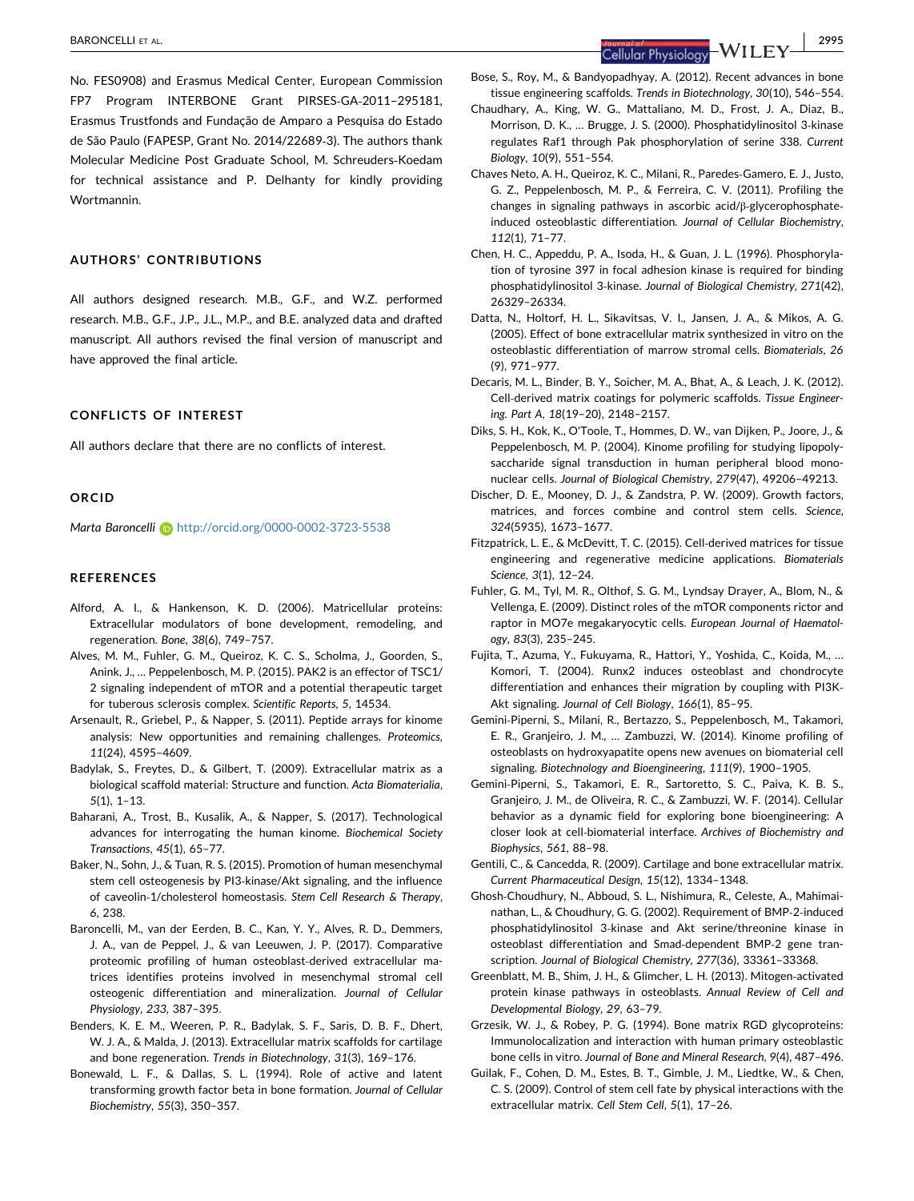No. FES0908) and Erasmus Medical Center, European Commission FP7 Program INTERBONE Grant PIRSES-GA-2011–295181, Erasmus Trustfonds and Fundação de Amparo a Pesquisa do Estado de São Paulo (FAPESP, Grant No. 2014/22689-3). The authors thank Molecular Medicine Post Graduate School, M. Schreuders-Koedam for technical assistance and P. Delhanty for kindly providing Wortmannin.

## AUTHORS' CONTRIBUTIONS

All authors designed research. M.B., G.F., and W.Z. performed research. M.B., G.F., J.P., J.L., M.P., and B.E. analyzed data and drafted manuscript. All authors revised the final version of manuscript and have approved the final article.

## CONFLICTS OF INTEREST

All authors declare that there are no conflicts of interest.

## ORCID

*Marta Baroncelli* http://orcid.org/0000-0002-3723-5538

## REFERENCES

Alford, A. I., & Hankenson, K. D. (2006). Matricellular proteins: Extracellular modulators of bone development, remodeling, and regeneration. *Bone*, *38*(6), 749–757.

Alves, M. M., Fuhler, G. M., Queiroz, K. C. S., Scholma, J., Goorden, S., Anink, J., … Peppelenbosch, M. P. (2015). PAK2 is an effector of TSC1/2 signaling independent of mTOR and a potential therapeutic target for tuberous sclerosis complex. *Scientific Reports*, *5*, 14534.

Arsenault, R., Griebel, P., & Napper, S. (2011). Peptide arrays for kinome analysis: New opportunities and remaining challenges. *Proteomics*, *11*(24), 4595–4609.

Badylak, S., Freytes, D., & Gilbert, T. (2009). Extracellular matrix as a biological scaffold material: Structure and function. *Acta Biomaterialia*, *5*(1), 1–13.

Baharani, A., Trost, B., Kusalik, A., & Napper, S. (2017). Technological advances for interrogating the human kinome. *Biochemical Society Transactions*, *45*(1), 65–77.

Baker, N., Sohn, J., & Tuan, R. S. (2015). Promotion of human mesenchymal stem cell osteogenesis by PI3-kinase/Akt signaling, and the influence of caveolin-1/cholesterol homeostasis. *Stem Cell Research & Therapy*, *6*, 238.

Baroncelli, M., van der Eerden, B. C., Kan, Y. Y., Alves, R. D., Demmers, J. A., van de Peppel, J., & van Leeuwen, J. P. (2017). Comparative proteomic profiling of human osteoblast-derived extracellular matrices identifies proteins involved in mesenchymal stromal cell osteogenic differentiation and mineralization. *Journal of Cellular Physiology*, *233*, 387–395.

Benders, K. E. M., Weeren, P. R., Badylak, S. F., Saris, D. B. F., Dhert, W. J. A., & Malda, J. (2013). Extracellular matrix scaffolds for cartilage and bone regeneration. *Trends in Biotechnology*, *31*(3), 169–176.

Bonewald, L. F., & Dallas, S. L. (1994). Role of active and latent transforming growth factor beta in bone formation. *Journal of Cellular Biochemistry*, *55*(3), 350–357.

Bose, S., Roy, M., & Bandyopadhyay, A. (2012). Recent advances in bone tissue engineering scaffolds. *Trends in Biotechnology*, *30*(10), 546–554.

Chaudhary, A., King, W. G., Mattaliano, M. D., Frost, J. A., Diaz, B., Morrison, D. K., … Brugge, J. S. (2000). Phosphatidylinositol 3-kinase regulates Raf1 through Pak phosphorylation of serine 338. *Current Biology*, *10*(9), 551–554.

Chaves Neto, A. H., Queiroz, K. C., Milani, R., Paredes-Gamero, E. J., Justo, G. Z., Peppelenbosch, M. P., & Ferreira, C. V. (2011). Profiling the changes in signaling pathways in ascorbic acid/β-glycerophosphate-induced osteoblastic differentiation. *Journal of Cellular Biochemistry*, *112*(1), 71–77.

Chen, H. C., Appeddu, P. A., Isoda, H., & Guan, J. L. (1996). Phosphorylation of tyrosine 397 in focal adhesion kinase is required for binding phosphatidylinositol 3-kinase. *Journal of Biological Chemistry*, *271*(42), 26329–26334.

Datta, N., Holtorf, H. L., Sikavitsas, V. I., Jansen, J. A., & Mikos, A. G. (2005). Effect of bone extracellular matrix synthesized in vitro on the osteoblastic differentiation of marrow stromal cells. *Biomaterials*, *26*(9), 971–977.

Decaris, M. L., Binder, B. Y., Soicher, M. A., Bhat, A., & Leach, J. K. (2012). Cell-derived matrix coatings for polymeric scaffolds. *Tissue Engineering. Part A*, *18*(19–20), 2148–2157.

Diks, S. H., Kok, K., O'Toole, T., Hommes, D. W., van Dijken, P., Joore, J., & Peppelenbosch, M. P. (2004). Kinome profiling for studying lipopolysaccharide signal transduction in human peripheral blood mononuclear cells. *Journal of Biological Chemistry*, *279*(47), 49206–49213.

Discher, D. E., Mooney, D. J., & Zandstra, P. W. (2009). Growth factors, matrices, and forces combine and control stem cells. *Science*, *324*(5935), 1673–1677.

Fitzpatrick, L. E., & McDevitt, T. C. (2015). Cell-derived matrices for tissue engineering and regenerative medicine applications. *Biomaterials Science*, *3*(1), 12–24.

Fuhler, G. M., Tyl, M. R., Olthof, S. G. M., Lyndsay Drayer, A., Blom, N., & Vellenga, E. (2009). Distinct roles of the mTOR components rictor and raptor in MO7e megakaryocytic cells. *European Journal of Haematology*, *83*(3), 235–245.

Fujita, T., Azuma, Y., Fukuyama, R., Hattori, Y., Yoshida, C., Koida, M., … Komori, T. (2004). Runx2 induces osteoblast and chondrocyte differentiation and enhances their migration by coupling with PI3K-Akt signaling. *Journal of Cell Biology*, *166*(1), 85–95.

Gemini-Piperni, S., Milani, R., Bertazzo, S., Peppelenbosch, M., Takamori, E. R., Granjeiro, J. M., … Zambuzzi, W. (2014). Kinome profiling of osteoblasts on hydroxyapatite opens new avenues on biomaterial cell signaling. *Biotechnology and Bioengineering*, *111*(9), 1900–1905.

Gemini-Piperni, S., Takamori, E. R., Sartoretto, S. C., Paiva, K. B. S., Granjeiro, J. M., de Oliveira, R. C., & Zambuzzi, W. F. (2014). Cellular behavior as a dynamic field for exploring bone bioengineering: A closer look at cell-biomaterial interface. *Archives of Biochemistry and Biophysics*, *561*, 88–98.

Gentili, C., & Cancedda, R. (2009). Cartilage and bone extracellular matrix. *Current Pharmaceutical Design*, *15*(12), 1334–1348.

Ghosh-Choudhury, N., Abboud, S. L., Nishimura, R., Celeste, A., Mahimainathan, L., & Choudhury, G. G. (2002). Requirement of BMP-2-induced phosphatidylinositol 3-kinase and Akt serine/threonine kinase in osteoblast differentiation and Smad-dependent BMP-2 gene transcription. *Journal of Biological Chemistry*, *277*(36), 33361–33368.

Greenblatt, M. B., Shim, J. H., & Glimcher, L. H. (2013). Mitogen-activated protein kinase pathways in osteoblasts. *Annual Review of Cell and Developmental Biology*, *29*, 63–79.

Grzesik, W. J., & Robey, P. G. (1994). Bone matrix RGD glycoproteins: Immunolocalization and interaction with human primary osteoblastic bone cells in vitro. *Journal of Bone and Mineral Research*, *9*(4), 487–496.

Guilak, F., Cohen, D. M., Estes, B. T., Gimble, J. M., Liedtke, W., & Chen, C. S. (2009). Control of stem cell fate by physical interactions with the extracellular matrix. *Cell Stem Cell*, *5*(1), 17–26.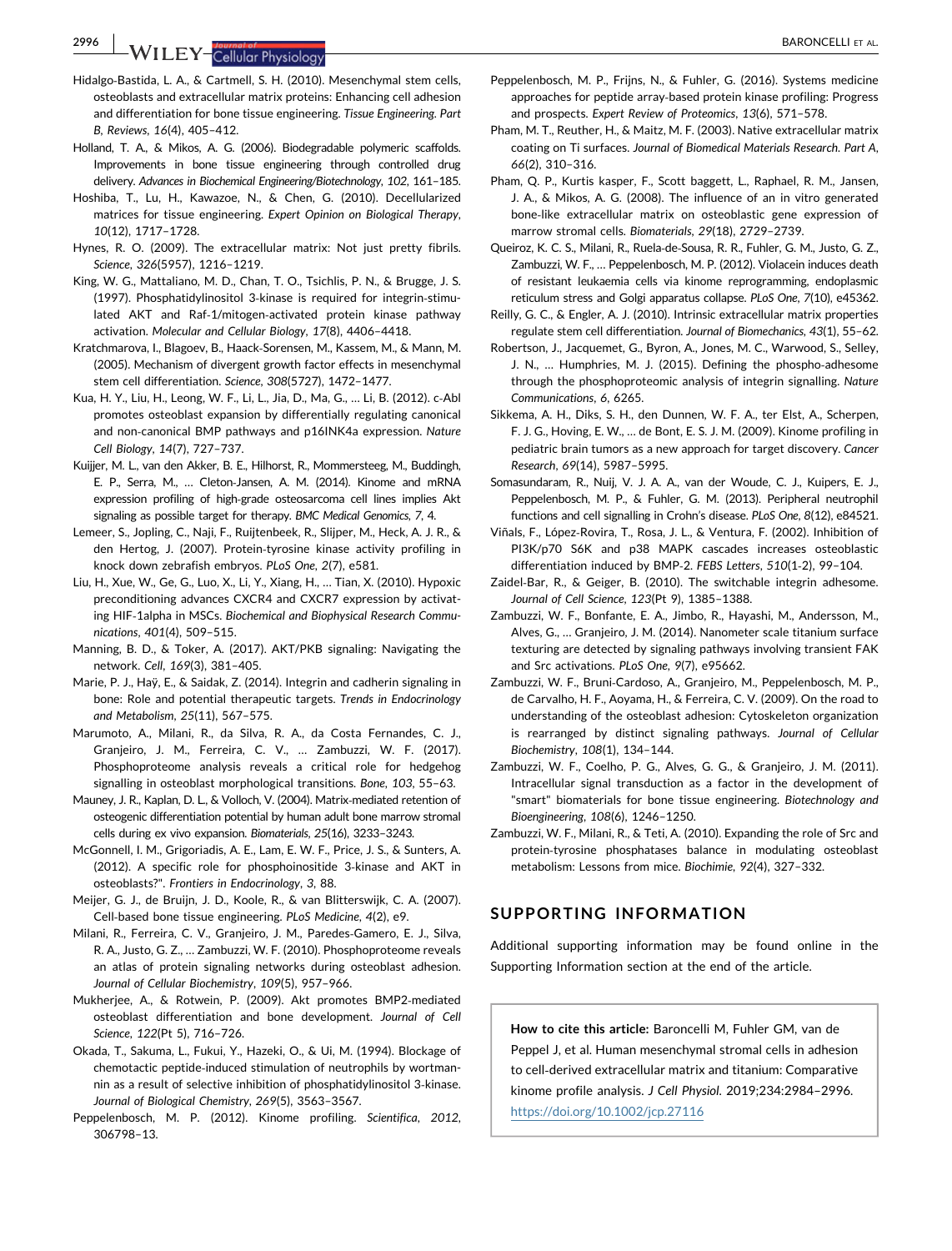Hidalgo-Bastida, L. A., & Cartmell, S. H. (2010). Mesenchymal stem cells, osteoblasts and extracellular matrix proteins: Enhancing cell adhesion and differentiation for bone tissue engineering. *Tissue Engineering. Part B, Reviews*, *16*(4), 405–412.

Holland, T. A., & Mikos, A. G. (2006). Biodegradable polymeric scaffolds. Improvements in bone tissue engineering through controlled drug delivery. *Advances in Biochemical Engineering/Biotechnology*, *102*, 161–185.

Hoshiba, T., Lu, H., Kawazoe, N., & Chen, G. (2010). Decellularized matrices for tissue engineering. *Expert Opinion on Biological Therapy*, *10*(12), 1717–1728.

Hynes, R. O. (2009). The extracellular matrix: Not just pretty fibrils. *Science*, *326*(5957), 1216–1219.

King, W. G., Mattaliano, M. D., Chan, T. O., Tsichlis, P. N., & Brugge, J. S. (1997). Phosphatidylinositol 3-kinase is required for integrin-stimulated AKT and Raf-1/mitogen-activated protein kinase pathway activation. *Molecular and Cellular Biology*, *17*(8), 4406–4418.

Kratchmarova, I., Blagoev, B., Haack-Sorensen, M., Kassem, M., & Mann, M. (2005). Mechanism of divergent growth factor effects in mesenchymal stem cell differentiation. *Science*, *308*(5727), 1472–1477.

Kua, H. Y., Liu, H., Leong, W. F., Li, L., Jia, D., Ma, G., … Li, B. (2012). c-Abl promotes osteoblast expansion by differentially regulating canonical and non-canonical BMP pathways and p16INK4a expression. *Nature Cell Biology*, *14*(7), 727–737.

Kuijjer, M. L., van den Akker, B. E., Hilhorst, R., Mommersteeg, M., Buddingh, E. P., Serra, M., … Cleton-Jansen, A. M. (2014). Kinome and mRNA expression profiling of high-grade osteosarcoma cell lines implies Akt signaling as possible target for therapy. *BMC Medical Genomics*, *7*, 4.

Lemeer, S., Jopling, C., Naji, F., Ruijtenbeek, R., Slijper, M., Heck, A. J. R., & den Hertog, J. (2007). Protein-tyrosine kinase activity profiling in knock down zebrafish embryos. *PLoS One*, *2*(7), e581.

Liu, H., Xue, W., Ge, G., Luo, X., Li, Y., Xiang, H., … Tian, X. (2010). Hypoxic preconditioning advances CXCR4 and CXCR7 expression by activating HIF-1alpha in MSCs. *Biochemical and Biophysical Research Communications*, *401*(4), 509–515.

Manning, B. D., & Toker, A. (2017). AKT/PKB signaling: Navigating the network. *Cell*, *169*(3), 381–405.

Marie, P. J., Haÿ, E., & Saidak, Z. (2014). Integrin and cadherin signaling in bone: Role and potential therapeutic targets. *Trends in Endocrinology and Metabolism*, *25*(11), 567–575.

Marumoto, A., Milani, R., da Silva, R. A., da Costa Fernandes, C. J., Granjeiro, J. M., Ferreira, C. V., … Zambuzzi, W. F. (2017). Phosphoproteome analysis reveals a critical role for hedgehog signalling in osteoblast morphological transitions. *Bone*, *103*, 55–63.

Mauney, J. R., Kaplan, D. L., & Volloch, V. (2004). Matrix-mediated retention of osteogenic differentiation potential by human adult bone marrow stromal cells during ex vivo expansion. *Biomaterials*, *25*(16), 3233–3243.

McGonnell, I. M., Grigoriadis, A. E., Lam, E. W. F., Price, J. S., & Sunters, A. (2012). A specific role for phosphoinositide 3-kinase and AKT in osteoblasts?". *Frontiers in Endocrinology*, *3*, 88.

Meijer, G. J., de Bruijn, J. D., Koole, R., & van Blitterswijk, C. A. (2007). Cell-based bone tissue engineering. *PLoS Medicine*, *4*(2), e9.

Milani, R., Ferreira, C. V., Granjeiro, J. M., Paredes-Gamero, E. J., Silva, R. A., Justo, G. Z., … Zambuzzi, W. F. (2010). Phosphoproteome reveals an atlas of protein signaling networks during osteoblast adhesion. *Journal of Cellular Biochemistry*, *109*(5), 957–966.

Mukherjee, A., & Rotwein, P. (2009). Akt promotes BMP2-mediated osteoblast differentiation and bone development. *Journal of Cell Science*, *122*(Pt 5), 716–726.

Okada, T., Sakuma, L., Fukui, Y., Hazeki, O., & Ui, M. (1994). Blockage of chemotactic peptide-induced stimulation of neutrophils by wortmannin as a result of selective inhibition of phosphatidylinositol 3-kinase. *Journal of Biological Chemistry*, *269*(5), 3563–3567.

Peppelenbosch, M. P. (2012). Kinome profiling. *Scientifica*, *2012*, 306798–13.

Peppelenbosch, M. P., Frijns, N., & Fuhler, G. (2016). Systems medicine approaches for peptide array-based protein kinase profiling: Progress and prospects. *Expert Review of Proteomics*, *13*(6), 571–578.

Pham, M. T., Reuther, H., & Maitz, M. F. (2003). Native extracellular matrix coating on Ti surfaces. *Journal of Biomedical Materials Research. Part A*, *66*(2), 310–316.

Pham, Q. P., Kurtis kasper, F., Scott baggett, L., Raphael, R. M., Jansen, J. A., & Mikos, A. G. (2008). The influence of an in vitro generated bone-like extracellular matrix on osteoblastic gene expression of marrow stromal cells. *Biomaterials*, *29*(18), 2729–2739.

Queiroz, K. C. S., Milani, R., Ruela-de-Sousa, R. R., Fuhler, G. M., Justo, G. Z., Zambuzzi, W. F., … Peppelenbosch, M. P. (2012). Violacein induces death of resistant leukaemia cells via kinome reprogramming, endoplasmic reticulum stress and Golgi apparatus collapse. *PLoS One*, *7*(10), e45362.

Reilly, G. C., & Engler, A. J. (2010). Intrinsic extracellular matrix properties regulate stem cell differentiation. *Journal of Biomechanics*, *43*(1), 55–62.

Robertson, J., Jacquemet, G., Byron, A., Jones, M. C., Warwood, S., Selley, J. N., … Humphries, M. J. (2015). Defining the phospho-adhesome through the phosphoproteomic analysis of integrin signalling. *Nature Communications*, *6*, 6265.

Sikkema, A. H., Diks, S. H., den Dunnen, W. F. A., ter Elst, A., Scherpen, F. J. G., Hoving, E. W., … de Bont, E. S. J. M. (2009). Kinome profiling in pediatric brain tumors as a new approach for target discovery. *Cancer Research*, *69*(14), 5987–5995.

Somasundaram, R., Nuij, V. J. A. A., van der Woude, C. J., Kuipers, E. J., Peppelenbosch, M. P., & Fuhler, G. M. (2013). Peripheral neutrophil functions and cell signalling in Crohn's disease. *PLoS One*, *8*(12), e84521.

Viñals, F., López-Rovira, T., Rosa, J. L., & Ventura, F. (2002). Inhibition of PI3K/p70 S6K and p38 MAPK cascades increases osteoblastic differentiation induced by BMP-2. *FEBS Letters*, *510*(1-2), 99–104.

Zaidel-Bar, R., & Geiger, B. (2010). The switchable integrin adhesome. *Journal of Cell Science*, *123*(Pt 9), 1385–1388.

Zambuzzi, W. F., Bonfante, E. A., Jimbo, R., Hayashi, M., Andersson, M., Alves, G., … Granjeiro, J. M. (2014). Nanometer scale titanium surface texturing are detected by signaling pathways involving transient FAK and Src activations. *PLoS One*, *9*(7), e95662.

Zambuzzi, W. F., Bruni-Cardoso, A., Granjeiro, M., Peppelenbosch, M. P., de Carvalho, H. F., Aoyama, H., & Ferreira, C. V. (2009). On the road to understanding of the osteoblast adhesion: Cytoskeleton organization is rearranged by distinct signaling pathways. *Journal of Cellular Biochemistry*, *108*(1), 134–144.

Zambuzzi, W. F., Coelho, P. G., Alves, G. G., & Granjeiro, J. M. (2011). Intracellular signal transduction as a factor in the development of "smart" biomaterials for bone tissue engineering. *Biotechnology and Bioengineering*, *108*(6), 1246–1250.

Zambuzzi, W. F., Milani, R., & Teti, A. (2010). Expanding the role of Src and protein-tyrosine phosphatases balance in modulating osteoblast metabolism: Lessons from mice. *Biochimie*, *92*(4), 327–332.

## SUPPORTING INFORMATION

Additional supporting information may be found online in the Supporting Information section at the end of the article.

**How to cite this article:** Baroncelli M, Fuhler GM, van de Peppel J, et al. Human mesenchymal stromal cells in adhesion to cell-derived extracellular matrix and titanium: Comparative kinome profile analysis. *J Cell Physiol*. 2019;234:2984–2996. https://doi.org/10.1002/jcp.27116